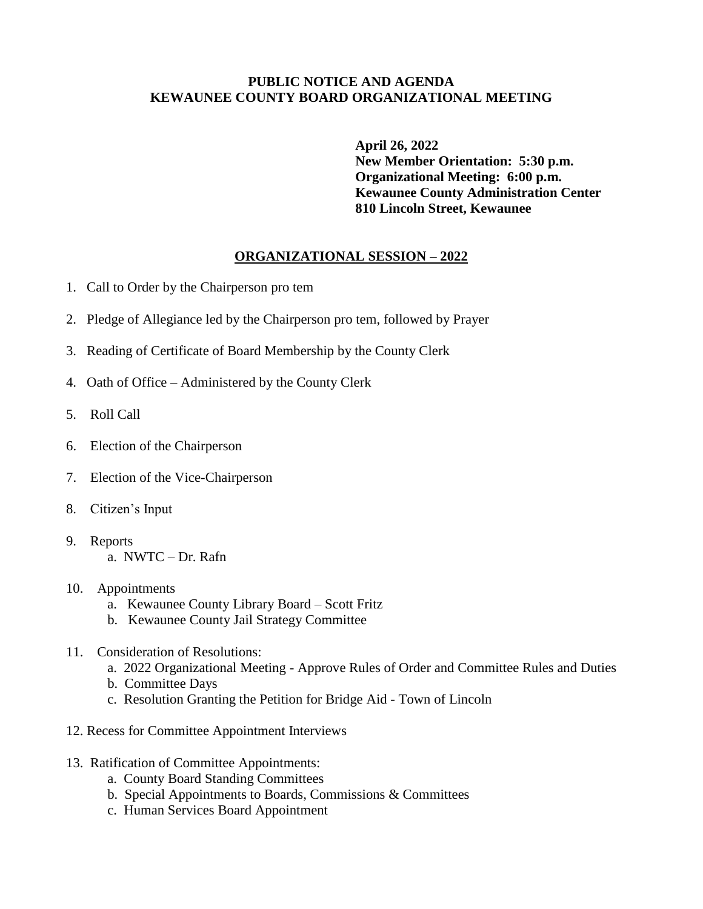# PUBLIC NOTICE AND AGENDA
# KEWAUNEE COUNTY BOARD ORGANIZATIONAL MEETING

**April 26, 2022**
**New Member Orientation: 5:30 p.m.**
**Organizational Meeting: 6:00 p.m.**
**Kewaunee County Administration Center**
**810 Lincoln Street, Kewaunee**

## ORGANIZATIONAL SESSION – 2022

1. Call to Order by the Chairperson pro tem
2. Pledge of Allegiance led by the Chairperson pro tem, followed by Prayer
3. Reading of Certificate of Board Membership by the County Clerk
4. Oath of Office – Administered by the County Clerk
5. Roll Call
6. Election of the Chairperson
7. Election of the Vice-Chairperson
8. Citizen's Input
9. Reports
   a. NWTC – Dr. Rafn
10. Appointments
    a. Kewaunee County Library Board – Scott Fritz
    b. Kewaunee County Jail Strategy Committee
11. Consideration of Resolutions:
    a. 2022 Organizational Meeting - Approve Rules of Order and Committee Rules and Duties
    b. Committee Days
    c. Resolution Granting the Petition for Bridge Aid - Town of Lincoln
12. Recess for Committee Appointment Interviews
13. Ratification of Committee Appointments:
    a. County Board Standing Committees
    b. Special Appointments to Boards, Commissions & Committees
    c. Human Services Board Appointment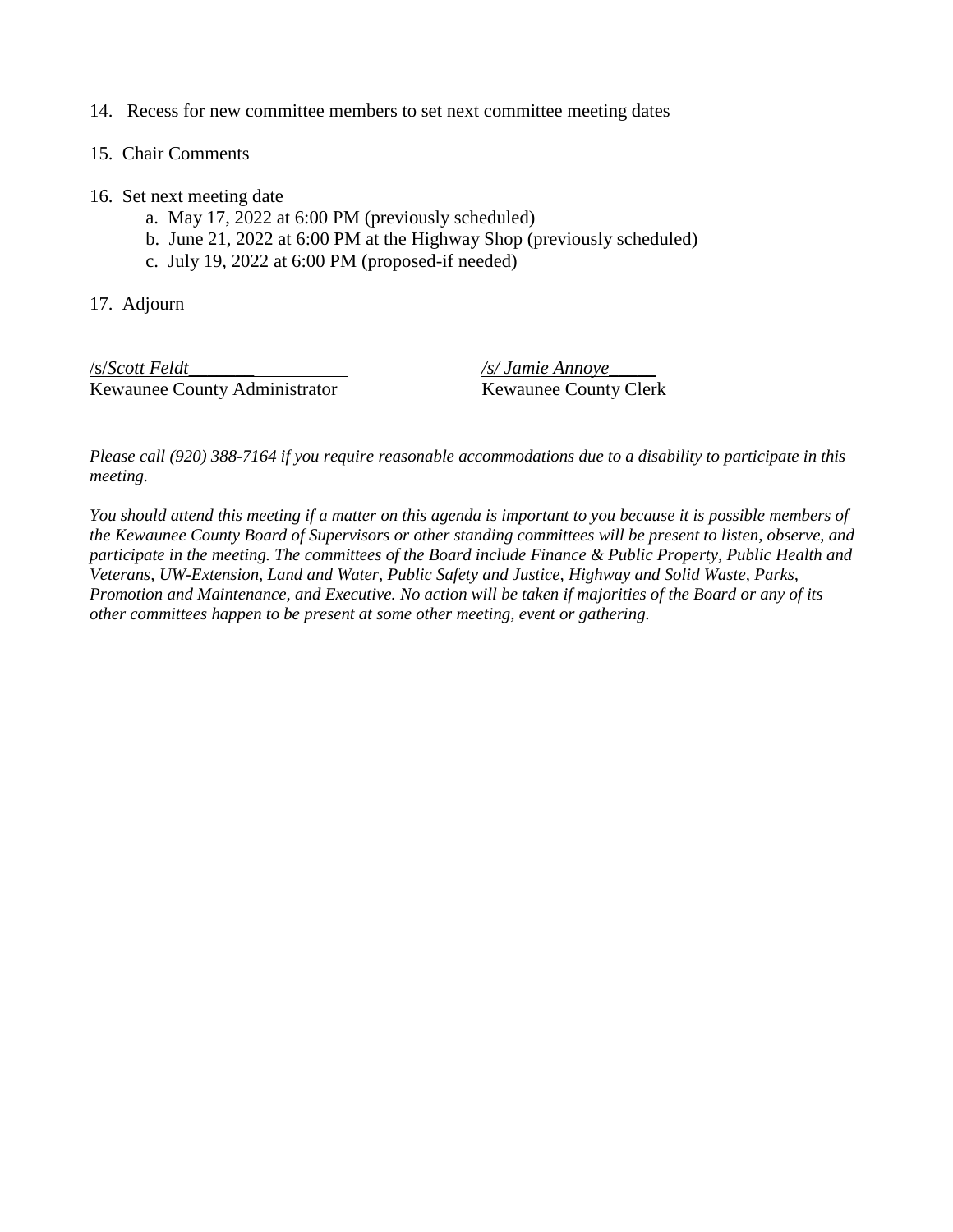14. Recess for new committee members to set next committee meeting dates

15. Chair Comments

16. Set next meeting date
    a. May 17, 2022 at 6:00 PM (previously scheduled)
    b. June 21, 2022 at 6:00 PM at the Highway Shop (previously scheduled)
    c. July 19, 2022 at 6:00 PM (proposed-if needed)

17. Adjourn

/s/*Scott Feldt*_______
Kewaunee County Administrator

*/s/ Jamie Annoye*_____
Kewaunee County Clerk

*Please call (920) 388-7164 if you require reasonable accommodations due to a disability to participate in this meeting.*

*You should attend this meeting if a matter on this agenda is important to you because it is possible members of the Kewaunee County Board of Supervisors or other standing committees will be present to listen, observe, and participate in the meeting. The committees of the Board include Finance & Public Property, Public Health and Veterans, UW-Extension, Land and Water, Public Safety and Justice, Highway and Solid Waste, Parks, Promotion and Maintenance, and Executive. No action will be taken if majorities of the Board or any of its other committees happen to be present at some other meeting, event or gathering.*